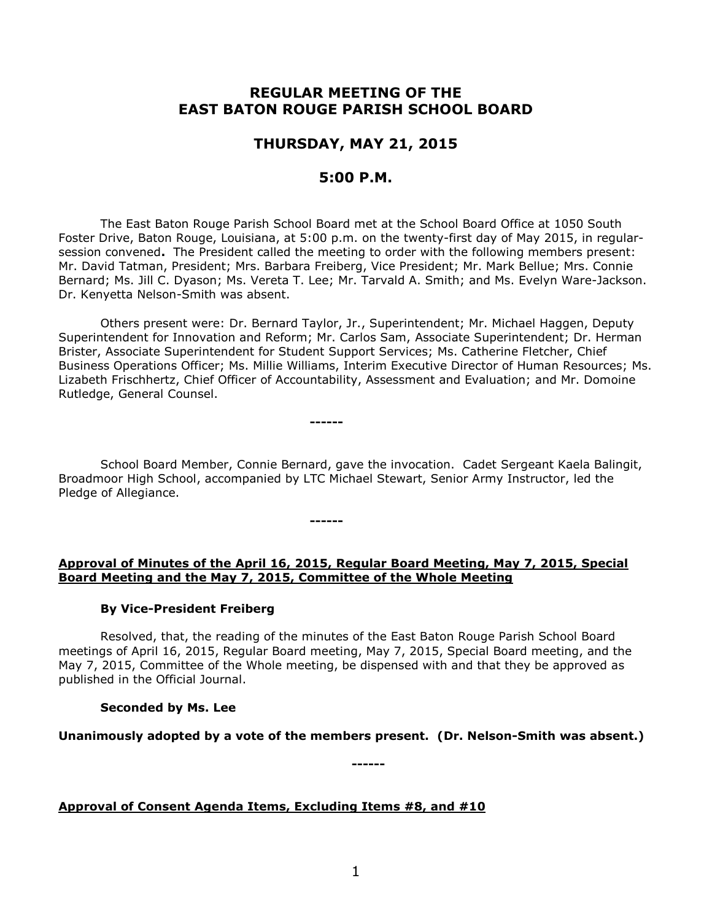# REGULAR MEETING OF THE EAST BATON ROUGE PARISH SCHOOL BOARD

## THURSDAY, MAY 21, 2015

## 5:00 P.M.

The East Baton Rouge Parish School Board met at the School Board Office at 1050 South Foster Drive, Baton Rouge, Louisiana, at 5:00 p.m. on the twenty-first day of May 2015, in regular-session convened**.** The President called the meeting to order with the following members present: Mr. David Tatman, President; Mrs. Barbara Freiberg, Vice President; Mr. Mark Bellue; Mrs. Connie Bernard; Ms. Jill C. Dyason; Ms. Vereta T. Lee; Mr. Tarvald A. Smith; and Ms. Evelyn Ware-Jackson. Dr. Kenyetta Nelson-Smith was absent.

Others present were: Dr. Bernard Taylor, Jr., Superintendent; Mr. Michael Haggen, Deputy Superintendent for Innovation and Reform; Mr. Carlos Sam, Associate Superintendent; Dr. Herman Brister, Associate Superintendent for Student Support Services; Ms. Catherine Fletcher, Chief Business Operations Officer; Ms. Millie Williams, Interim Executive Director of Human Resources; Ms. Lizabeth Frischhertz, Chief Officer of Accountability, Assessment and Evaluation; and Mr. Domoine Rutledge, General Counsel.

------

School Board Member, Connie Bernard, gave the invocation. Cadet Sergeant Kaela Balingit, Broadmoor High School, accompanied by LTC Michael Stewart, Senior Army Instructor, led the Pledge of Allegiance.

------

**Approval of Minutes of the April 16, 2015, Regular Board Meeting, May 7, 2015, Special Board Meeting and the May 7, 2015, Committee of the Whole Meeting**

**By Vice-President Freiberg**

Resolved, that, the reading of the minutes of the East Baton Rouge Parish School Board meetings of April 16, 2015, Regular Board meeting, May 7, 2015, Special Board meeting, and the May 7, 2015, Committee of the Whole meeting, be dispensed with and that they be approved as published in the Official Journal.

**Seconded by Ms. Lee**

**Unanimously adopted by a vote of the members present. (Dr. Nelson-Smith was absent.)**

------

**Approval of Consent Agenda Items, Excluding Items #8, and #10**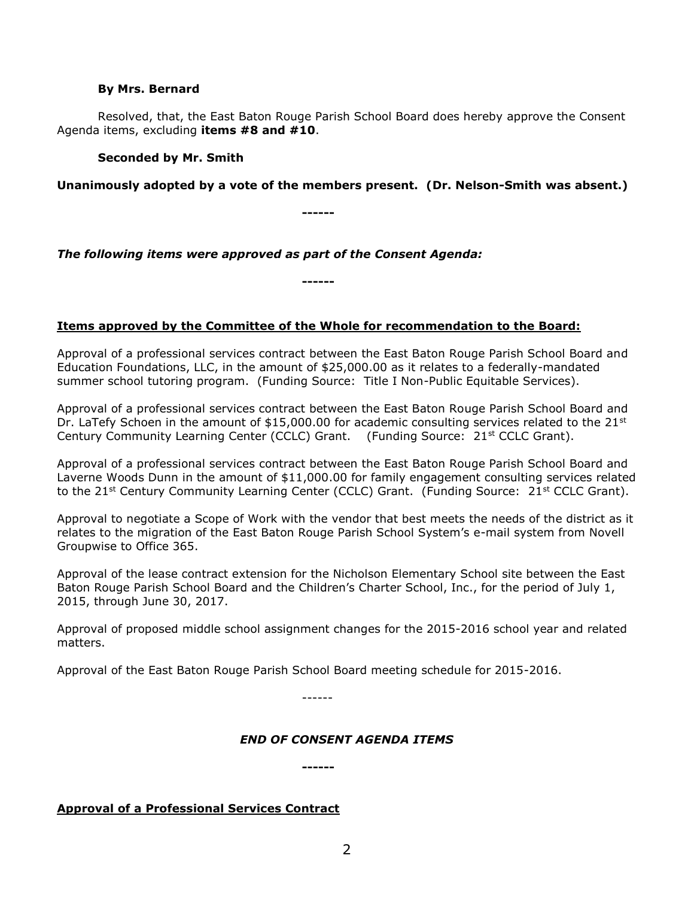**By Mrs. Bernard**

Resolved, that, the East Baton Rouge Parish School Board does hereby approve the Consent Agenda items, excluding **items #8 and #10**.

**Seconded by Mr. Smith**

**Unanimously adopted by a vote of the members present. (Dr. Nelson-Smith was absent.)**

**------**

***The following items were approved as part of the Consent Agenda:***

**------**

**Items approved by the Committee of the Whole for recommendation to the Board:**

Approval of a professional services contract between the East Baton Rouge Parish School Board and Education Foundations, LLC, in the amount of $25,000.00 as it relates to a federally-mandated summer school tutoring program. (Funding Source: Title I Non-Public Equitable Services).

Approval of a professional services contract between the East Baton Rouge Parish School Board and Dr. LaTefy Schoen in the amount of $15,000.00 for academic consulting services related to the 21st Century Community Learning Center (CCLC) Grant. (Funding Source: 21st CCLC Grant).

Approval of a professional services contract between the East Baton Rouge Parish School Board and Laverne Woods Dunn in the amount of $11,000.00 for family engagement consulting services related to the 21st Century Community Learning Center (CCLC) Grant. (Funding Source: 21st CCLC Grant).

Approval to negotiate a Scope of Work with the vendor that best meets the needs of the district as it relates to the migration of the East Baton Rouge Parish School System's e-mail system from Novell Groupwise to Office 365.

Approval of the lease contract extension for the Nicholson Elementary School site between the East Baton Rouge Parish School Board and the Children's Charter School, Inc., for the period of July 1, 2015, through June 30, 2017.

Approval of proposed middle school assignment changes for the 2015-2016 school year and related matters.

Approval of the East Baton Rouge Parish School Board meeting schedule for 2015-2016.

------

***END OF CONSENT AGENDA ITEMS***

**------**

**Approval of a Professional Services Contract**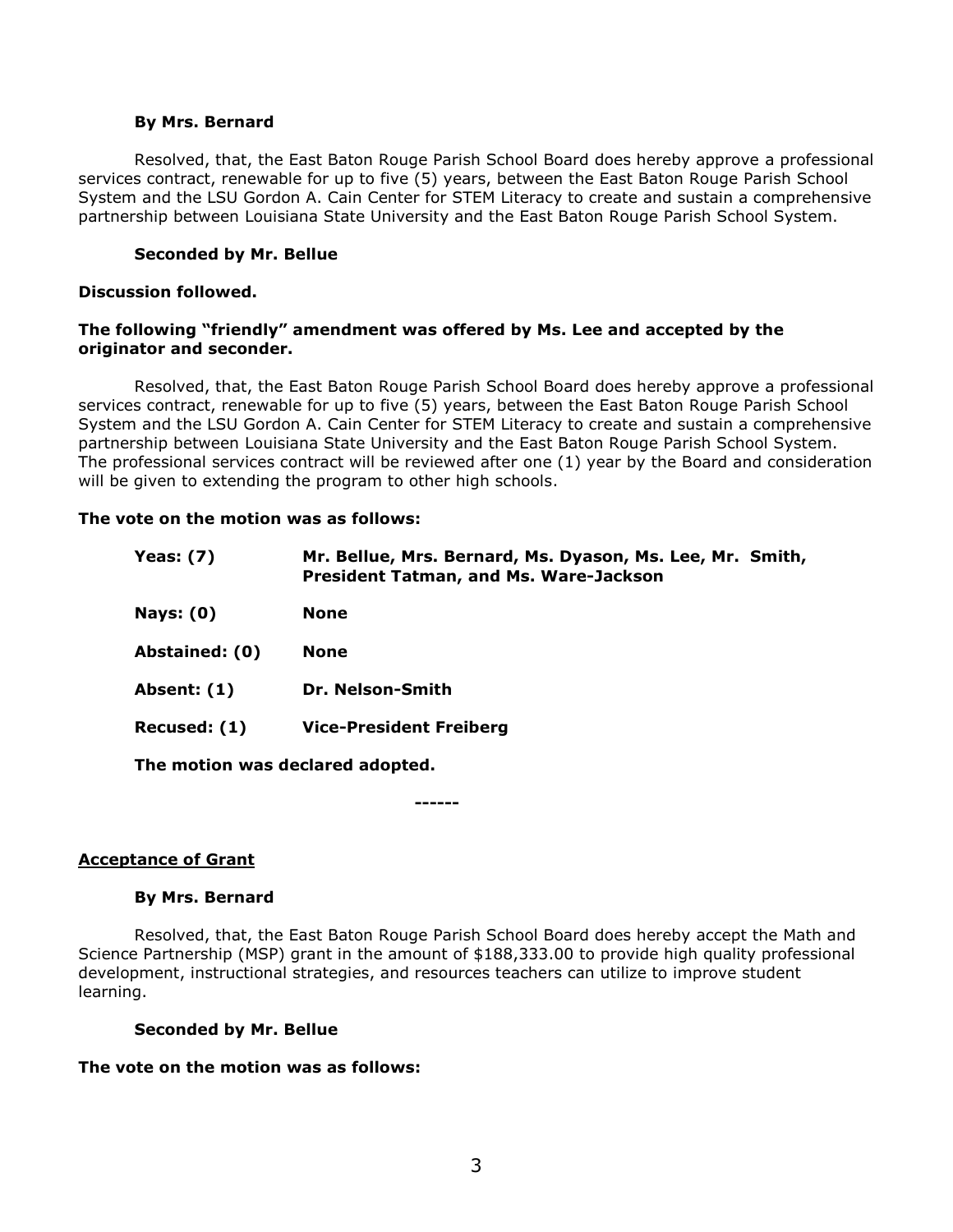**By Mrs. Bernard**

Resolved, that, the East Baton Rouge Parish School Board does hereby approve a professional services contract, renewable for up to five (5) years, between the East Baton Rouge Parish School System and the LSU Gordon A. Cain Center for STEM Literacy to create and sustain a comprehensive partnership between Louisiana State University and the East Baton Rouge Parish School System.

**Seconded by Mr. Bellue**

**Discussion followed.**

**The following "friendly" amendment was offered by Ms. Lee and accepted by the originator and seconder.**

Resolved, that, the East Baton Rouge Parish School Board does hereby approve a professional services contract, renewable for up to five (5) years, between the East Baton Rouge Parish School System and the LSU Gordon A. Cain Center for STEM Literacy to create and sustain a comprehensive partnership between Louisiana State University and the East Baton Rouge Parish School System. The professional services contract will be reviewed after one (1) year by the Board and consideration will be given to extending the program to other high schools.

**The vote on the motion was as follows:**

| | |
|---|---|
| **Yeas: (7)** | **Mr. Bellue, Mrs. Bernard, Ms. Dyason, Ms. Lee, Mr. Smith, President Tatman, and Ms. Ware-Jackson** |
| **Nays: (0)** | **None** |
| **Abstained: (0)** | **None** |
| **Absent: (1)** | **Dr. Nelson-Smith** |
| **Recused: (1)** | **Vice-President Freiberg** |

**The motion was declared adopted.**

------

**Acceptance of Grant**

**By Mrs. Bernard**

Resolved, that, the East Baton Rouge Parish School Board does hereby accept the Math and Science Partnership (MSP) grant in the amount of $188,333.00 to provide high quality professional development, instructional strategies, and resources teachers can utilize to improve student learning.

**Seconded by Mr. Bellue**

**The vote on the motion was as follows:**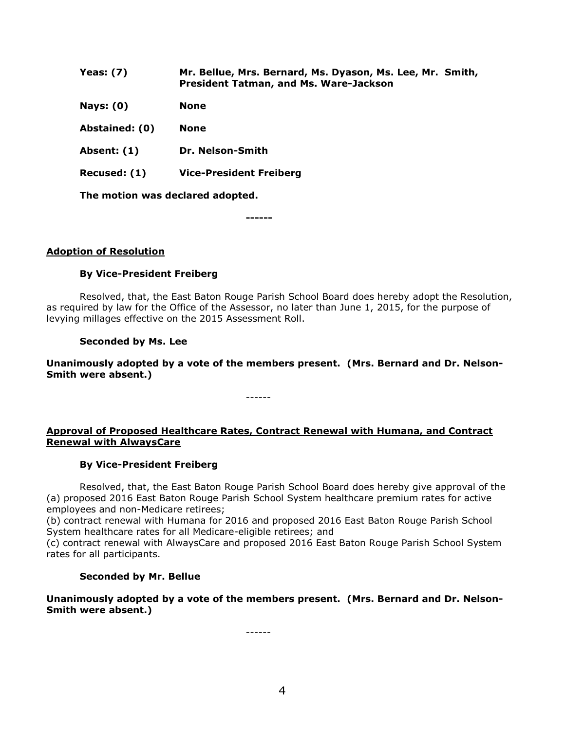| | |
|---|---|
| **Yeas: (7)** | **Mr. Bellue, Mrs. Bernard, Ms. Dyason, Ms. Lee, Mr. Smith, President Tatman, and Ms. Ware-Jackson** |
| **Nays: (0)** | **None** |
| **Abstained: (0)** | **None** |
| **Absent: (1)** | **Dr. Nelson-Smith** |
| **Recused: (1)** | **Vice-President Freiberg** |

**The motion was declared adopted.**

**------**

**Adoption of Resolution**

**By Vice-President Freiberg**

Resolved, that, the East Baton Rouge Parish School Board does hereby adopt the Resolution, as required by law for the Office of the Assessor, no later than June 1, 2015, for the purpose of levying millages effective on the 2015 Assessment Roll.

**Seconded by Ms. Lee**

**Unanimously adopted by a vote of the members present. (Mrs. Bernard and Dr. Nelson-Smith were absent.)**

------

**Approval of Proposed Healthcare Rates, Contract Renewal with Humana, and Contract Renewal with AlwaysCare**

**By Vice-President Freiberg**

Resolved, that, the East Baton Rouge Parish School Board does hereby give approval of the (a) proposed 2016 East Baton Rouge Parish School System healthcare premium rates for active employees and non-Medicare retirees;
(b) contract renewal with Humana for 2016 and proposed 2016 East Baton Rouge Parish School System healthcare rates for all Medicare-eligible retirees; and
(c) contract renewal with AlwaysCare and proposed 2016 East Baton Rouge Parish School System rates for all participants.

**Seconded by Mr. Bellue**

**Unanimously adopted by a vote of the members present. (Mrs. Bernard and Dr. Nelson-Smith were absent.)**

------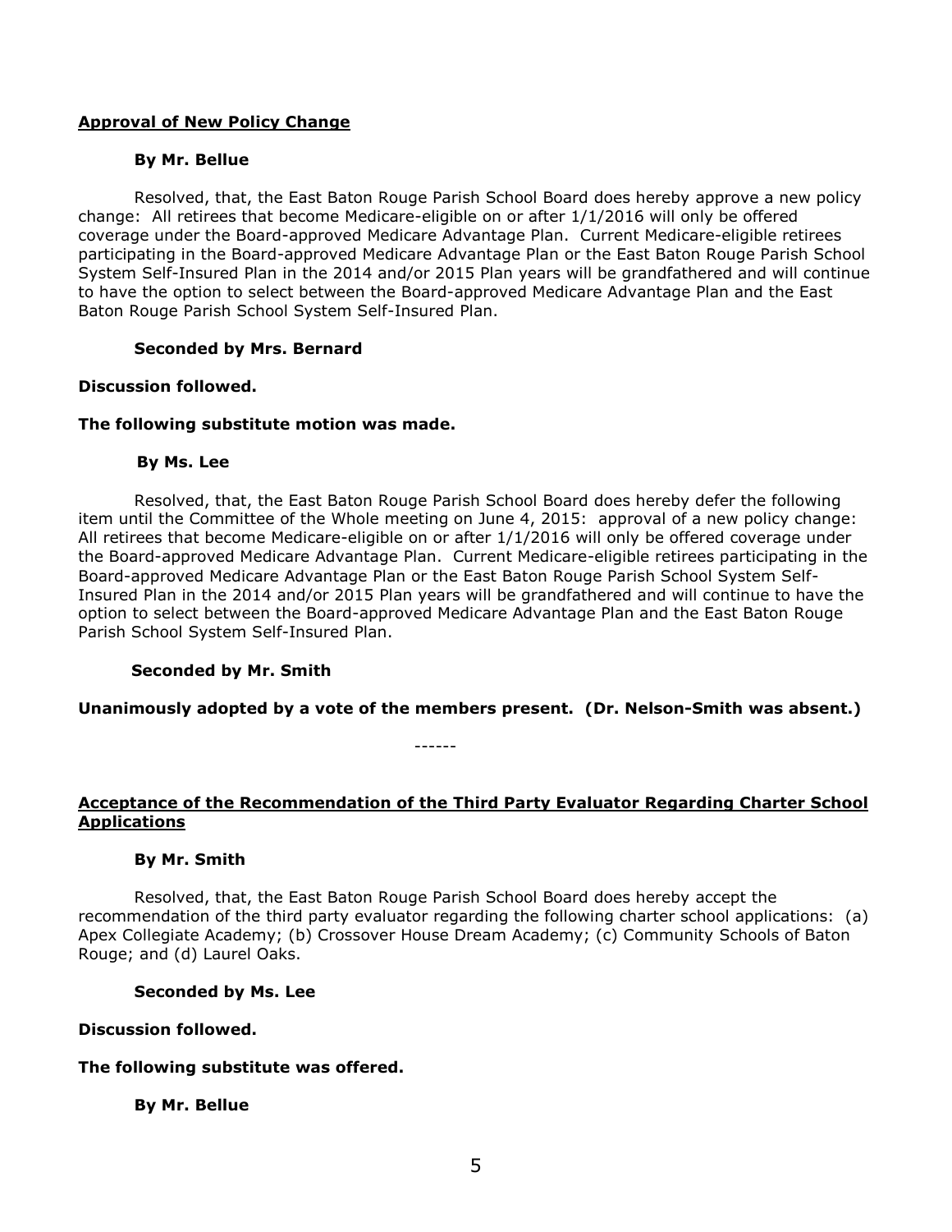**Approval of New Policy Change**

**By Mr. Bellue**

Resolved, that, the East Baton Rouge Parish School Board does hereby approve a new policy change: All retirees that become Medicare-eligible on or after 1/1/2016 will only be offered coverage under the Board-approved Medicare Advantage Plan. Current Medicare-eligible retirees participating in the Board-approved Medicare Advantage Plan or the East Baton Rouge Parish School System Self-Insured Plan in the 2014 and/or 2015 Plan years will be grandfathered and will continue to have the option to select between the Board-approved Medicare Advantage Plan and the East Baton Rouge Parish School System Self-Insured Plan.

**Seconded by Mrs. Bernard**

**Discussion followed.**

**The following substitute motion was made.**

**By Ms. Lee**

Resolved, that, the East Baton Rouge Parish School Board does hereby defer the following item until the Committee of the Whole meeting on June 4, 2015: approval of a new policy change: All retirees that become Medicare-eligible on or after 1/1/2016 will only be offered coverage under the Board-approved Medicare Advantage Plan. Current Medicare-eligible retirees participating in the Board-approved Medicare Advantage Plan or the East Baton Rouge Parish School System Self-Insured Plan in the 2014 and/or 2015 Plan years will be grandfathered and will continue to have the option to select between the Board-approved Medicare Advantage Plan and the East Baton Rouge Parish School System Self-Insured Plan.

**Seconded by Mr. Smith**

**Unanimously adopted by a vote of the members present. (Dr. Nelson-Smith was absent.)**

------

**Acceptance of the Recommendation of the Third Party Evaluator Regarding Charter School Applications**

**By Mr. Smith**

Resolved, that, the East Baton Rouge Parish School Board does hereby accept the recommendation of the third party evaluator regarding the following charter school applications: (a) Apex Collegiate Academy; (b) Crossover House Dream Academy; (c) Community Schools of Baton Rouge; and (d) Laurel Oaks.

**Seconded by Ms. Lee**

**Discussion followed.**

**The following substitute was offered.**

**By Mr. Bellue**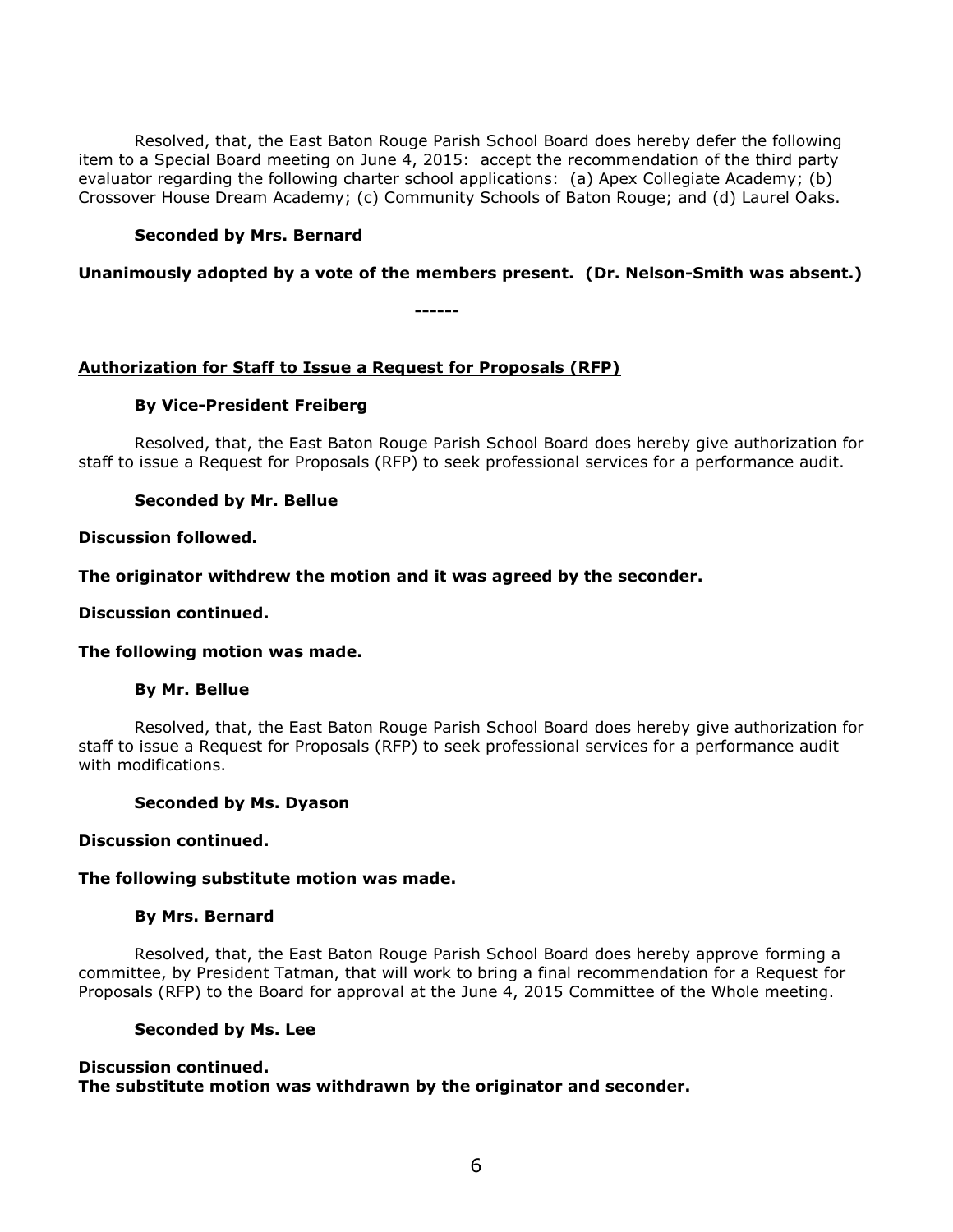Resolved, that, the East Baton Rouge Parish School Board does hereby defer the following item to a Special Board meeting on June 4, 2015: accept the recommendation of the third party evaluator regarding the following charter school applications: (a) Apex Collegiate Academy; (b) Crossover House Dream Academy; (c) Community Schools of Baton Rouge; and (d) Laurel Oaks.

**Seconded by Mrs. Bernard**

**Unanimously adopted by a vote of the members present. (Dr. Nelson-Smith was absent.)**

**------**

**<u>Authorization for Staff to Issue a Request for Proposals (RFP)</u>**

**By Vice-President Freiberg**

Resolved, that, the East Baton Rouge Parish School Board does hereby give authorization for staff to issue a Request for Proposals (RFP) to seek professional services for a performance audit.

**Seconded by Mr. Bellue**

**Discussion followed.**

**The originator withdrew the motion and it was agreed by the seconder.**

**Discussion continued.**

**The following motion was made.**

**By Mr. Bellue**

Resolved, that, the East Baton Rouge Parish School Board does hereby give authorization for staff to issue a Request for Proposals (RFP) to seek professional services for a performance audit with modifications.

**Seconded by Ms. Dyason**

**Discussion continued.**

**The following substitute motion was made.**

**By Mrs. Bernard**

Resolved, that, the East Baton Rouge Parish School Board does hereby approve forming a committee, by President Tatman, that will work to bring a final recommendation for a Request for Proposals (RFP) to the Board for approval at the June 4, 2015 Committee of the Whole meeting.

**Seconded by Ms. Lee**

**Discussion continued.**
**The substitute motion was withdrawn by the originator and seconder.**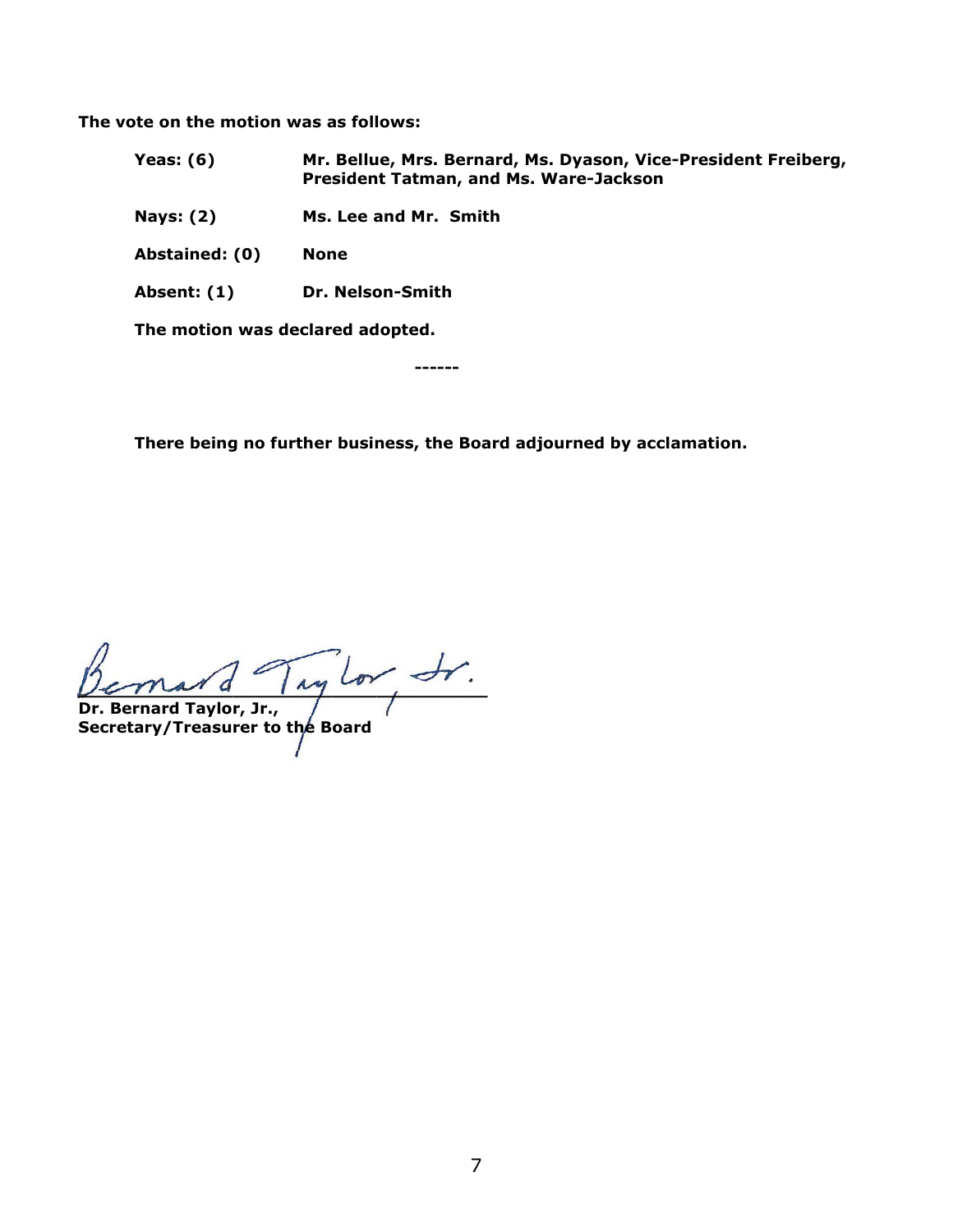**The vote on the motion was as follows:**

| | |
|---|---|
| **Yeas: (6)** | **Mr. Bellue, Mrs. Bernard, Ms. Dyason, Vice-President Freiberg, President Tatman, and Ms. Ware-Jackson** |
| **Nays: (2)** | **Ms. Lee and Mr. Smith** |
| **Abstained: (0)** | **None** |
| **Absent: (1)** | **Dr. Nelson-Smith** |

**The motion was declared adopted.**

**------**

**There being no further business, the Board adjourned by acclamation.**

Bernard Taylor, Jr.

**Dr. Bernard Taylor, Jr.,**
**Secretary/Treasurer to the Board**